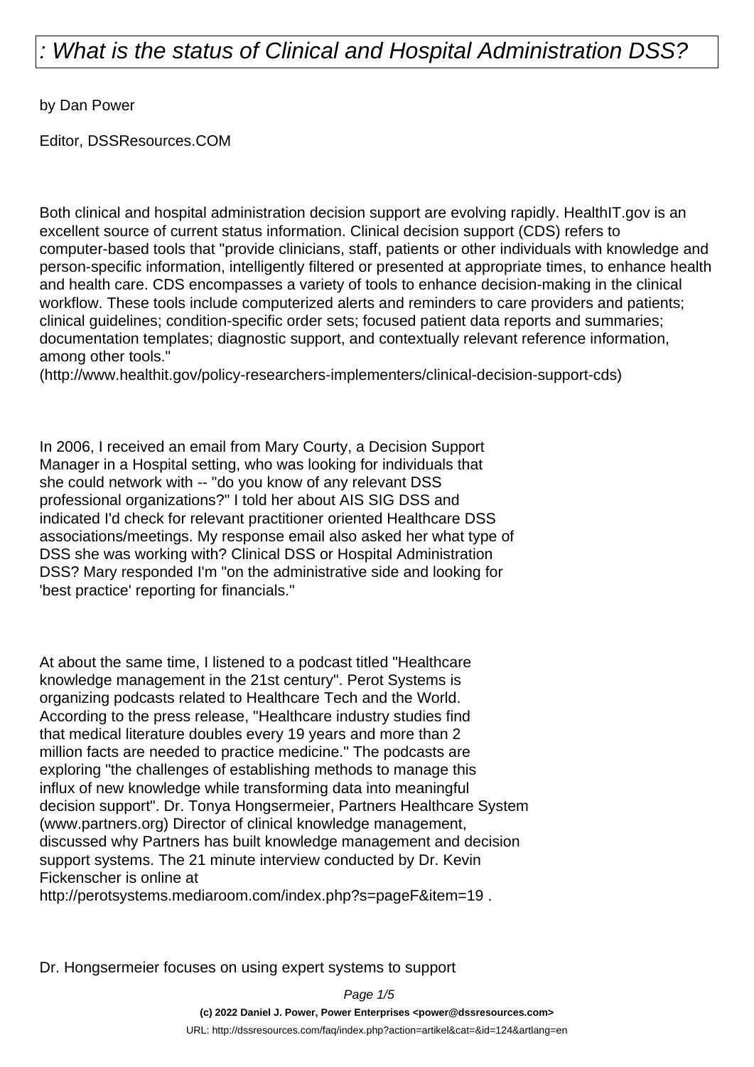# : What is the status of Clinical and Hospital Administration DSS?

by Dan Power

Editor, DSSResources.COM

Both clinical and hospital administration decision support are evolving rapidly. HealthIT.gov is an excellent source of current status information. Clinical decision support (CDS) refers to computer-based tools that "provide clinicians, staff, patients or other individuals with knowledge and person-specific information, intelligently filtered or presented at appropriate times, to enhance health and health care. CDS encompasses a variety of tools to enhance decision-making in the clinical workflow. These tools include computerized alerts and reminders to care providers and patients; clinical guidelines; condition-specific order sets; focused patient data reports and summaries; documentation templates; diagnostic support, and contextually relevant reference information, among other tools." (http://www.healthit.gov/policy-researchers-implementers/clinical-decision-support-cds)

In 2006, I received an email from Mary Courty, a Decision Support Manager in a Hospital setting, who was looking for individuals that she could network with -- "do you know of any relevant DSS professional organizations?" I told her about AIS SIG DSS and indicated I'd check for relevant practitioner oriented Healthcare DSS associations/meetings. My response email also asked her what type of DSS she was working with? Clinical DSS or Hospital Administration DSS? Mary responded I'm "on the administrative side and looking for 'best practice' reporting for financials."

At about the same time, I listened to a podcast titled "Healthcare knowledge management in the 21st century". Perot Systems is organizing podcasts related to Healthcare Tech and the World. According to the press release, "Healthcare industry studies find that medical literature doubles every 19 years and more than 2 million facts are needed to practice medicine." The podcasts are exploring "the challenges of establishing methods to manage this influx of new knowledge while transforming data into meaningful decision support". Dr. Tonya Hongsermeier, Partners Healthcare System (www.partners.org) Director of clinical knowledge management, discussed why Partners has built knowledge management and decision support systems. The 21 minute interview conducted by Dr. Kevin Fickenscher is online at http://perotsystems.mediaroom.com/index.php?s=pageF&item=19 .

Dr. Hongsermeier focuses on using expert systems to support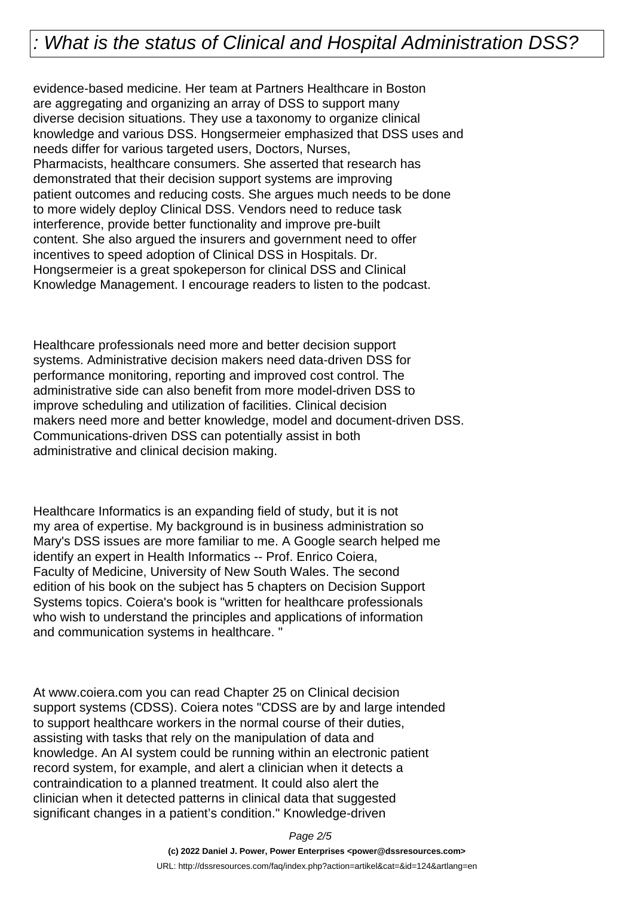evidence-based medicine. Her team at Partners Healthcare in Boston are aggregating and organizing an array of DSS to support many diverse decision situations. They use a taxonomy to organize clinical knowledge and various DSS. Hongsermeier emphasized that DSS uses and needs differ for various targeted users, Doctors, Nurses, Pharmacists, healthcare consumers. She asserted that research has demonstrated that their decision support systems are improving patient outcomes and reducing costs. She argues much needs to be done to more widely deploy Clinical DSS. Vendors need to reduce task interference, provide better functionality and improve pre-built content. She also argued the insurers and government need to offer incentives to speed adoption of Clinical DSS in Hospitals. Dr. Hongsermeier is a great spokeperson for clinical DSS and Clinical Knowledge Management. I encourage readers to listen to the podcast.

Healthcare professionals need more and better decision support systems. Administrative decision makers need data-driven DSS for performance monitoring, reporting and improved cost control. The administrative side can also benefit from more model-driven DSS to improve scheduling and utilization of facilities. Clinical decision makers need more and better knowledge, model and document-driven DSS. Communications-driven DSS can potentially assist in both administrative and clinical decision making.

Healthcare Informatics is an expanding field of study, but it is not my area of expertise. My background is in business administration so Mary's DSS issues are more familiar to me. A Google search helped me identify an expert in Health Informatics -- Prof. Enrico Coiera, Faculty of Medicine, University of New South Wales. The second edition of his book on the subject has 5 chapters on Decision Support Systems topics. Coiera's book is "written for healthcare professionals who wish to understand the principles and applications of information and communication systems in healthcare. "

At www.coiera.com you can read Chapter 25 on Clinical decision support systems (CDSS). Coiera notes "CDSS are by and large intended to support healthcare workers in the normal course of their duties, assisting with tasks that rely on the manipulation of data and knowledge. An AI system could be running within an electronic patient record system, for example, and alert a clinician when it detects a contraindication to a planned treatment. It could also alert the clinician when it detected patterns in clinical data that suggested significant changes in a patient's condition." Knowledge-driven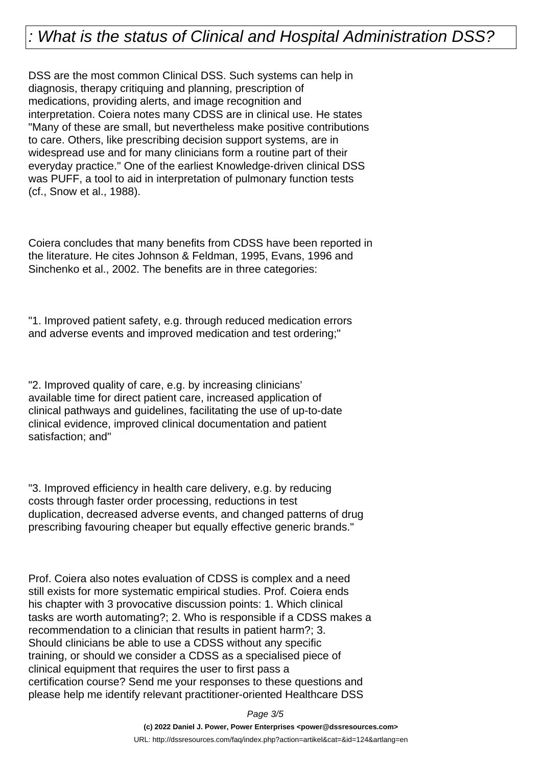# : What is the status of Clinical and Hospital Administration DSS?

DSS are the most common Clinical DSS. Such systems can help in diagnosis, therapy critiquing and planning, prescription of medications, providing alerts, and image recognition and interpretation. Coiera notes many CDSS are in clinical use. He states "Many of these are small, but nevertheless make positive contributions to care. Others, like prescribing decision support systems, are in widespread use and for many clinicians form a routine part of their everyday practice." One of the earliest Knowledge-driven clinical DSS was PUFF, a tool to aid in interpretation of pulmonary function tests (cf., Snow et al., 1988).

Coiera concludes that many benefits from CDSS have been reported in the literature. He cites Johnson & Feldman, 1995, Evans, 1996 and Sinchenko et al., 2002. The benefits are in three categories:

"1. Improved patient safety, e.g. through reduced medication errors and adverse events and improved medication and test ordering;"

"2. Improved quality of care, e.g. by increasing clinicians' available time for direct patient care, increased application of clinical pathways and guidelines, facilitating the use of up-to-date clinical evidence, improved clinical documentation and patient satisfaction; and"

"3. Improved efficiency in health care delivery, e.g. by reducing costs through faster order processing, reductions in test duplication, decreased adverse events, and changed patterns of drug prescribing favouring cheaper but equally effective generic brands."

Prof. Coiera also notes evaluation of CDSS is complex and a need still exists for more systematic empirical studies. Prof. Coiera ends his chapter with 3 provocative discussion points: 1. Which clinical tasks are worth automating?; 2. Who is responsible if a CDSS makes a recommendation to a clinician that results in patient harm?; 3. Should clinicians be able to use a CDSS without any specific training, or should we consider a CDSS as a specialised piece of clinical equipment that requires the user to first pass a certification course? Send me your responses to these questions and please help me identify relevant practitioner-oriented Healthcare DSS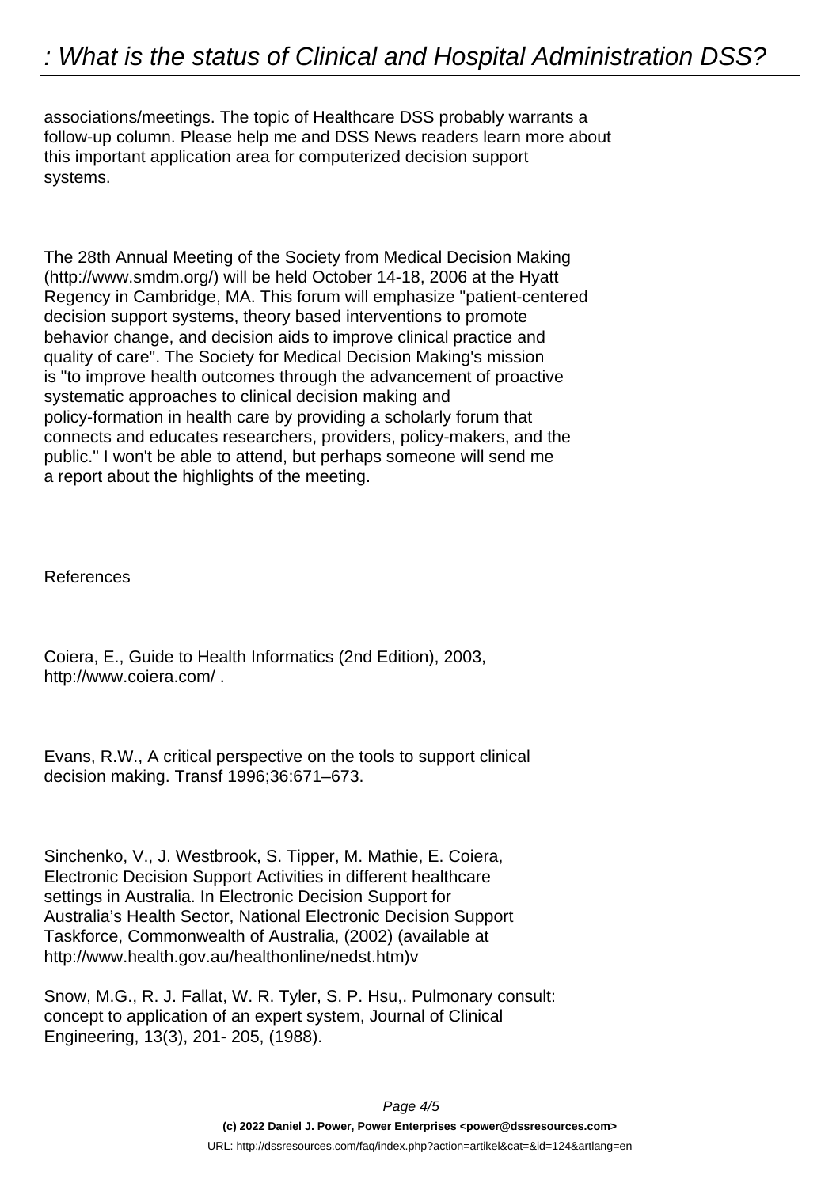associations/meetings. The topic of Healthcare DSS probably warrants a follow-up column. Please help me and DSS News readers learn more about this important application area for computerized decision support systems.

The 28th Annual Meeting of the Society from Medical Decision Making (http://www.smdm.org/) will be held October 14-18, 2006 at the Hyatt Regency in Cambridge, MA. This forum will emphasize "patient-centered decision support systems, theory based interventions to promote behavior change, and decision aids to improve clinical practice and quality of care". The Society for Medical Decision Making's mission is "to improve health outcomes through the advancement of proactive systematic approaches to clinical decision making and policy-formation in health care by providing a scholarly forum that connects and educates researchers, providers, policy-makers, and the public." I won't be able to attend, but perhaps someone will send me a report about the highlights of the meeting.

References

Coiera, E., Guide to Health Informatics (2nd Edition), 2003, http://www.coiera.com/ .

Evans, R.W., A critical perspective on the tools to support clinical decision making. Transf 1996;36:671–673.

Sinchenko, V., J. Westbrook, S. Tipper, M. Mathie, E. Coiera, Electronic Decision Support Activities in different healthcare settings in Australia. In Electronic Decision Support for Australia's Health Sector, National Electronic Decision Support Taskforce, Commonwealth of Australia, (2002) (available at http://www.health.gov.au/healthonline/nedst.htm)v

Snow, M.G., R. J. Fallat, W. R. Tyler, S. P. Hsu,. Pulmonary consult: concept to application of an expert system, Journal of Clinical Engineering, 13(3), 201- 205, (1988).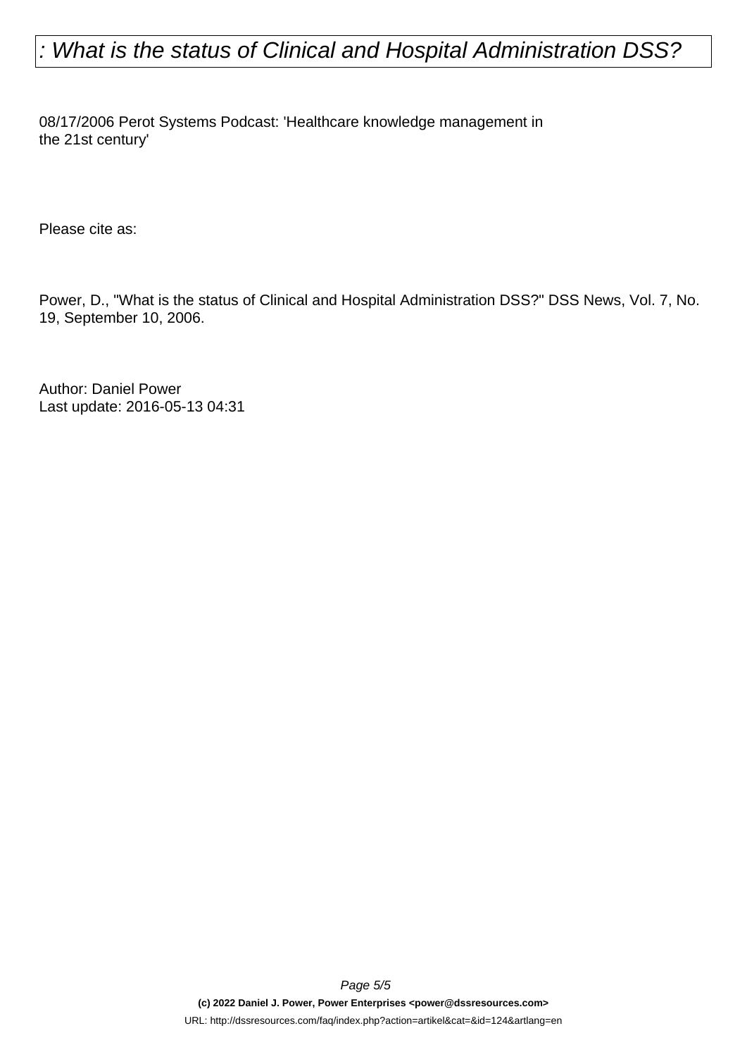08/17/2006 Perot Systems Podcast: 'Healthcare knowledge management in the 21st century'

Please cite as:

Power, D., "What is the status of Clinical and Hospital Administration DSS?" DSS News, Vol. 7, No. 19, September 10, 2006.

Author: Daniel Power
Last update: 2016-05-13 04:31